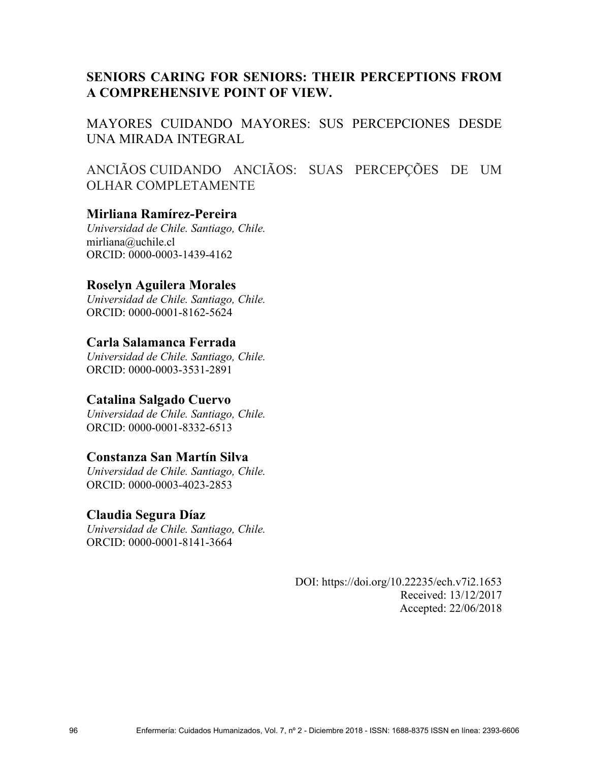# SENIORS CARING FOR SENIORS: THEIR PERCEPTIONS FROM A COMPREHENSIVE POINT OF VIEW.

## MAYORES CUIDANDO MAYORES: SUS PERCEPCIONES DESDE UNA MIRADA INTEGRAL

## ANCIÃOS CUIDANDO ANCIÃOS: SUAS PERCEPÇÕES DE UM OLHAR COMPLETAMENTE

**Mirliana Ramírez-Pereira**
*Universidad de Chile. Santiago, Chile.*
mirliana@uchile.cl
ORCID: 0000-0003-1439-4162

**Roselyn Aguilera Morales**
*Universidad de Chile. Santiago, Chile.*
ORCID: 0000-0001-8162-5624

**Carla Salamanca Ferrada**
*Universidad de Chile. Santiago, Chile.*
ORCID: 0000-0003-3531-2891

**Catalina Salgado Cuervo**
*Universidad de Chile. Santiago, Chile.*
ORCID: 0000-0001-8332-6513

**Constanza San Martín Silva**
*Universidad de Chile. Santiago, Chile.*
ORCID: 0000-0003-4023-2853

**Claudia Segura Díaz**
*Universidad de Chile. Santiago, Chile.*
ORCID: 0000-0001-8141-3664

DOI: https://doi.org/10.22235/ech.v7i2.1653
Received: 13/12/2017
Accepted: 22/06/2018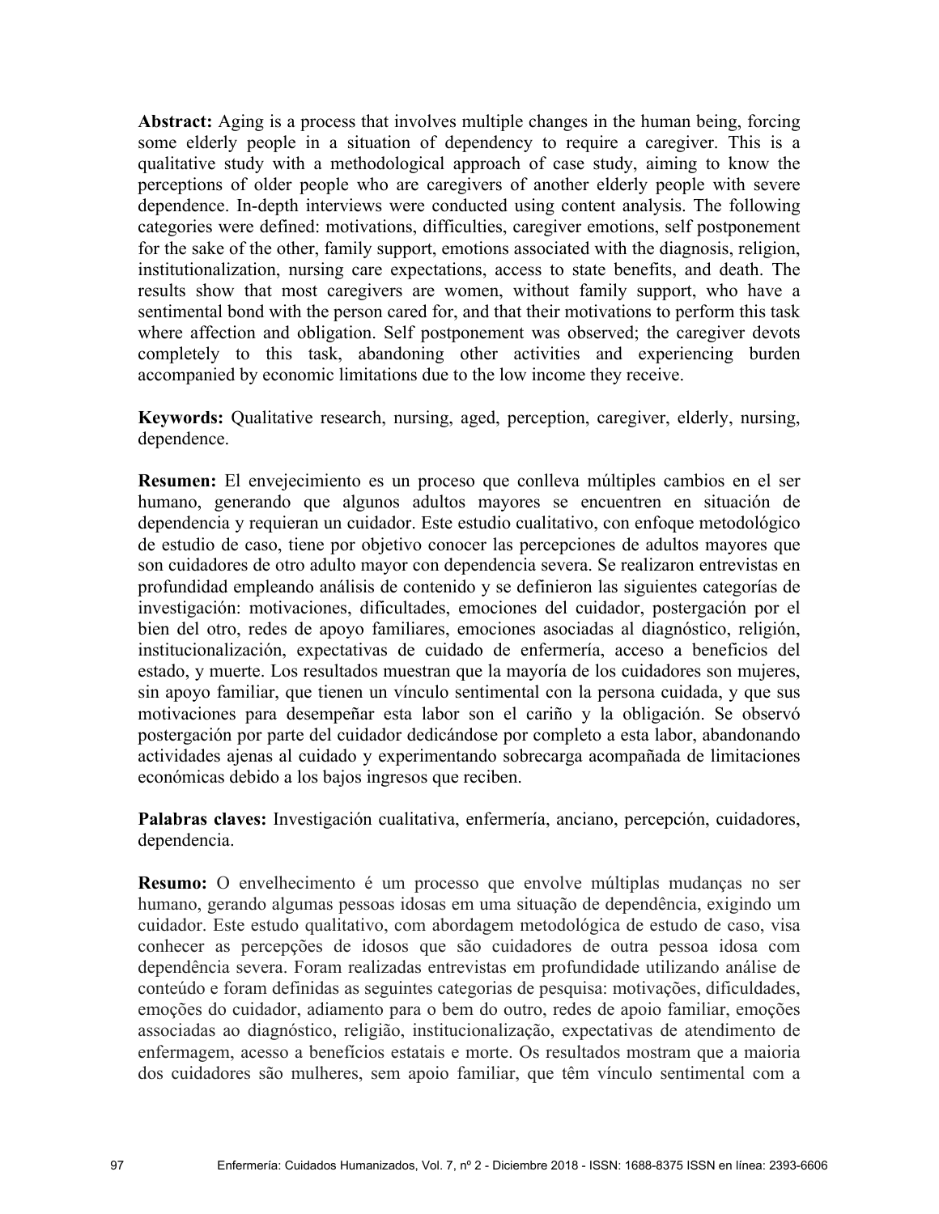**Abstract:** Aging is a process that involves multiple changes in the human being, forcing some elderly people in a situation of dependency to require a caregiver. This is a qualitative study with a methodological approach of case study, aiming to know the perceptions of older people who are caregivers of another elderly people with severe dependence. In-depth interviews were conducted using content analysis. The following categories were defined: motivations, difficulties, caregiver emotions, self postponement for the sake of the other, family support, emotions associated with the diagnosis, religion, institutionalization, nursing care expectations, access to state benefits, and death. The results show that most caregivers are women, without family support, who have a sentimental bond with the person cared for, and that their motivations to perform this task where affection and obligation. Self postponement was observed; the caregiver devots completely to this task, abandoning other activities and experiencing burden accompanied by economic limitations due to the low income they receive.

**Keywords:** Qualitative research, nursing, aged, perception, caregiver, elderly, nursing, dependence.

**Resumen:** El envejecimiento es un proceso que conlleva múltiples cambios en el ser humano, generando que algunos adultos mayores se encuentren en situación de dependencia y requieran un cuidador. Este estudio cualitativo, con enfoque metodológico de estudio de caso, tiene por objetivo conocer las percepciones de adultos mayores que son cuidadores de otro adulto mayor con dependencia severa. Se realizaron entrevistas en profundidad empleando análisis de contenido y se definieron las siguientes categorías de investigación: motivaciones, dificultades, emociones del cuidador, postergación por el bien del otro, redes de apoyo familiares, emociones asociadas al diagnóstico, religión, institucionalización, expectativas de cuidado de enfermería, acceso a beneficios del estado, y muerte. Los resultados muestran que la mayoría de los cuidadores son mujeres, sin apoyo familiar, que tienen un vínculo sentimental con la persona cuidada, y que sus motivaciones para desempeñar esta labor son el cariño y la obligación. Se observó postergación por parte del cuidador dedicándose por completo a esta labor, abandonando actividades ajenas al cuidado y experimentando sobrecarga acompañada de limitaciones económicas debido a los bajos ingresos que reciben.

**Palabras claves:** Investigación cualitativa, enfermería, anciano, percepción, cuidadores, dependencia.

**Resumo:** O envelhecimento é um processo que envolve múltiplas mudanças no ser humano, gerando algumas pessoas idosas em uma situação de dependência, exigindo um cuidador. Este estudo qualitativo, com abordagem metodológica de estudo de caso, visa conhecer as percepções de idosos que são cuidadores de outra pessoa idosa com dependência severa. Foram realizadas entrevistas em profundidade utilizando análise de conteúdo e foram definidas as seguintes categorias de pesquisa: motivações, dificuldades, emoções do cuidador, adiamento para o bem do outro, redes de apoio familiar, emoções associadas ao diagnóstico, religião, institucionalização, expectativas de atendimento de enfermagem, acesso a benefícios estatais e morte. Os resultados mostram que a maioria dos cuidadores são mulheres, sem apoio familiar, que têm vínculo sentimental com a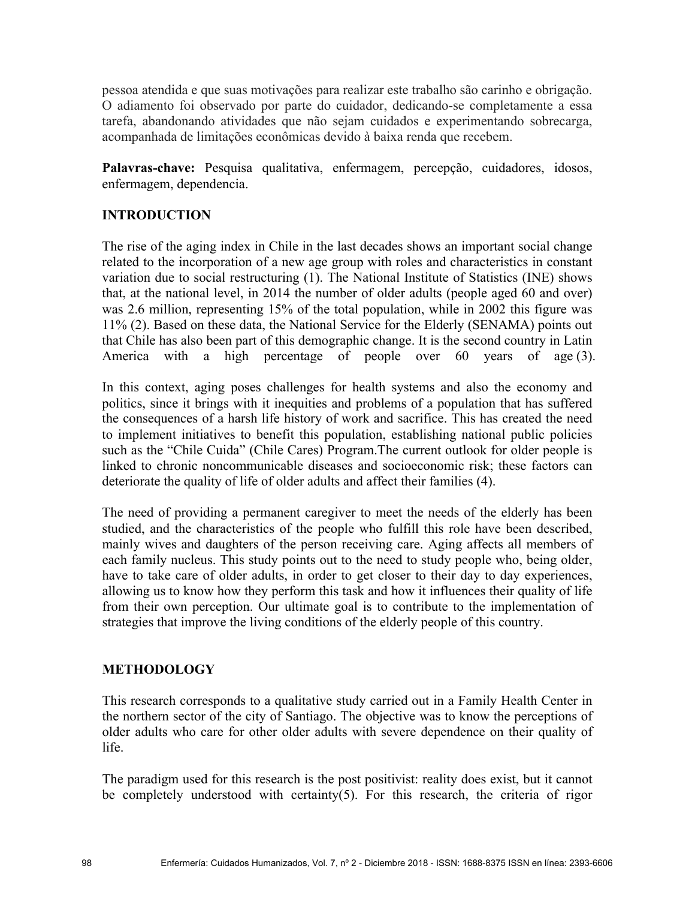pessoa atendida e que suas motivações para realizar este trabalho são carinho e obrigação. O adiamento foi observado por parte do cuidador, dedicando-se completamente a essa tarefa, abandonando atividades que não sejam cuidados e experimentando sobrecarga, acompanhada de limitações econômicas devido à baixa renda que recebem.

**Palavras-chave:** Pesquisa qualitativa, enfermagem, percepção, cuidadores, idosos, enfermagem, dependencia.

## INTRODUCTION

The rise of the aging index in Chile in the last decades shows an important social change related to the incorporation of a new age group with roles and characteristics in constant variation due to social restructuring (1). The National Institute of Statistics (INE) shows that, at the national level, in 2014 the number of older adults (people aged 60 and over) was 2.6 million, representing 15% of the total population, while in 2002 this figure was 11% (2). Based on these data, the National Service for the Elderly (SENAMA) points out that Chile has also been part of this demographic change. It is the second country in Latin America with a high percentage of people over 60 years of age (3).

In this context, aging poses challenges for health systems and also the economy and politics, since it brings with it inequities and problems of a population that has suffered the consequences of a harsh life history of work and sacrifice. This has created the need to implement initiatives to benefit this population, establishing national public policies such as the "Chile Cuida" (Chile Cares) Program.The current outlook for older people is linked to chronic noncommunicable diseases and socioeconomic risk; these factors can deteriorate the quality of life of older adults and affect their families (4).

The need of providing a permanent caregiver to meet the needs of the elderly has been studied, and the characteristics of the people who fulfill this role have been described, mainly wives and daughters of the person receiving care. Aging affects all members of each family nucleus. This study points out to the need to study people who, being older, have to take care of older adults, in order to get closer to their day to day experiences, allowing us to know how they perform this task and how it influences their quality of life from their own perception. Our ultimate goal is to contribute to the implementation of strategies that improve the living conditions of the elderly people of this country.

## METHODOLOGY

This research corresponds to a qualitative study carried out in a Family Health Center in the northern sector of the city of Santiago. The objective was to know the perceptions of older adults who care for other older adults with severe dependence on their quality of life.

The paradigm used for this research is the post positivist: reality does exist, but it cannot be completely understood with certainty(5). For this research, the criteria of rigor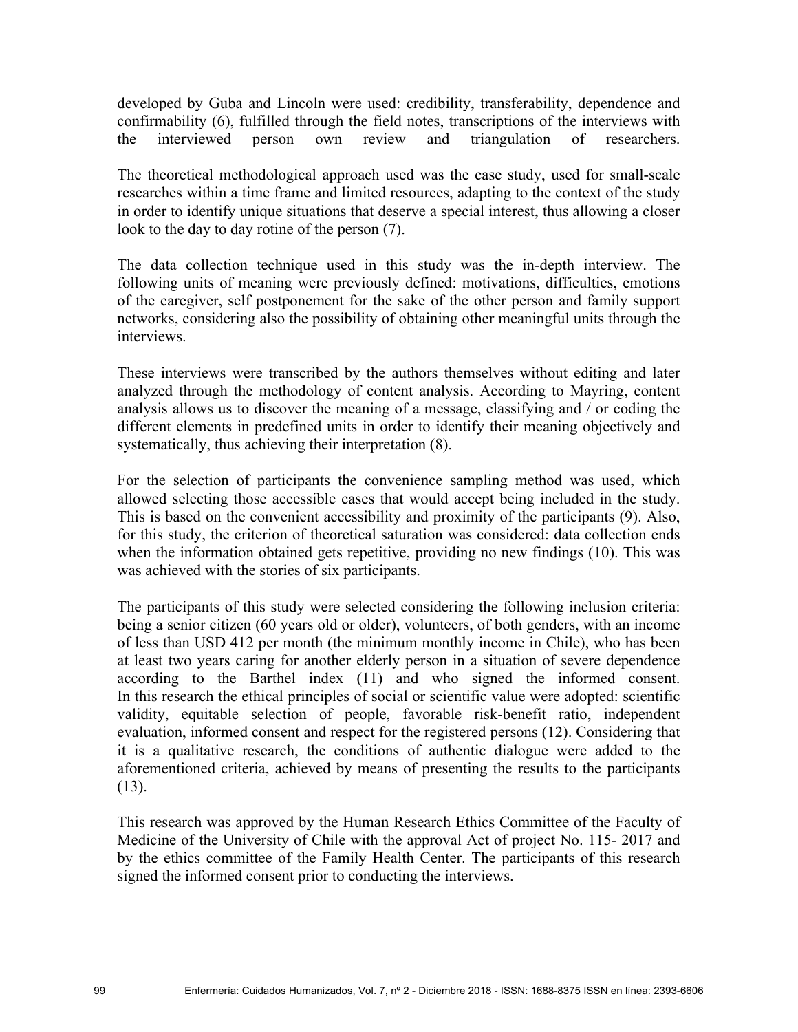developed by Guba and Lincoln were used: credibility, transferability, dependence and confirmability (6), fulfilled through the field notes, transcriptions of the interviews with the interviewed person own review and triangulation of researchers.

The theoretical methodological approach used was the case study, used for small-scale researches within a time frame and limited resources, adapting to the context of the study in order to identify unique situations that deserve a special interest, thus allowing a closer look to the day to day rotine of the person (7).

The data collection technique used in this study was the in-depth interview. The following units of meaning were previously defined: motivations, difficulties, emotions of the caregiver, self postponement for the sake of the other person and family support networks, considering also the possibility of obtaining other meaningful units through the interviews.

These interviews were transcribed by the authors themselves without editing and later analyzed through the methodology of content analysis. According to Mayring, content analysis allows us to discover the meaning of a message, classifying and / or coding the different elements in predefined units in order to identify their meaning objectively and systematically, thus achieving their interpretation (8).

For the selection of participants the convenience sampling method was used, which allowed selecting those accessible cases that would accept being included in the study. This is based on the convenient accessibility and proximity of the participants (9). Also, for this study, the criterion of theoretical saturation was considered: data collection ends when the information obtained gets repetitive, providing no new findings (10). This was was achieved with the stories of six participants.

The participants of this study were selected considering the following inclusion criteria: being a senior citizen (60 years old or older), volunteers, of both genders, with an income of less than USD 412 per month (the minimum monthly income in Chile), who has been at least two years caring for another elderly person in a situation of severe dependence according to the Barthel index (11) and who signed the informed consent. In this research the ethical principles of social or scientific value were adopted: scientific validity, equitable selection of people, favorable risk-benefit ratio, independent evaluation, informed consent and respect for the registered persons (12). Considering that it is a qualitative research, the conditions of authentic dialogue were added to the aforementioned criteria, achieved by means of presenting the results to the participants (13).

This research was approved by the Human Research Ethics Committee of the Faculty of Medicine of the University of Chile with the approval Act of project No. 115- 2017 and by the ethics committee of the Family Health Center. The participants of this research signed the informed consent prior to conducting the interviews.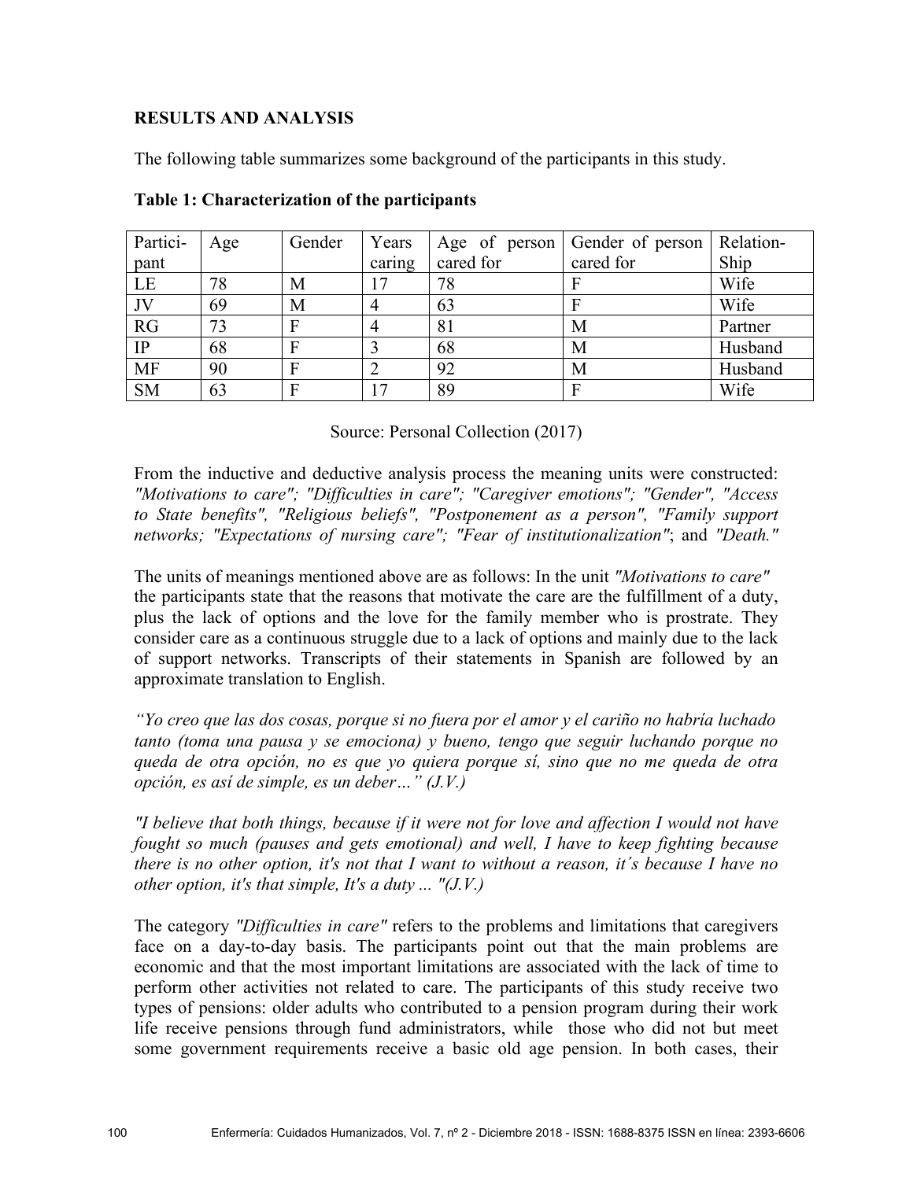## RESULTS AND ANALYSIS

The following table summarizes some background of the participants in this study.

**Table 1: Characterization of the participants**

| Partici-pant | Age | Gender | Years caring | Age of person cared for | Gender of person cared for | Relation-Ship |
|---|---|---|---|---|---|---|
| LE | 78 | M | 17 | 78 | F | Wife |
| JV | 69 | M | 4 | 63 | F | Wife |
| RG | 73 | F | 4 | 81 | M | Partner |
| IP | 68 | F | 3 | 68 | M | Husband |
| MF | 90 | F | 2 | 92 | M | Husband |
| SM | 63 | F | 17 | 89 | F | Wife |

Source: Personal Collection (2017)

From the inductive and deductive analysis process the meaning units were constructed: *"Motivations to care"; "Difficulties in care"; "Caregiver emotions"; "Gender", "Access to State benefits", "Religious beliefs", "Postponement as a person", "Family support networks; "Expectations of nursing care"; "Fear of institutionalization"*; and *"Death."*

The units of meanings mentioned above are as follows: In the unit *"Motivations to care"* the participants state that the reasons that motivate the care are the fulfillment of a duty, plus the lack of options and the love for the family member who is prostrate. They consider care as a continuous struggle due to a lack of options and mainly due to the lack of support networks. Transcripts of their statements in Spanish are followed by an approximate translation to English.

*"Yo creo que las dos cosas, porque si no fuera por el amor y el cariño no habría luchado tanto (toma una pausa y se emociona) y bueno, tengo que seguir luchando porque no queda de otra opción, no es que yo quiera porque sí, sino que no me queda de otra opción, es así de simple, es un deber…" (J.V.)*

*"I believe that both things, because if it were not for love and affection I would not have fought so much (pauses and gets emotional) and well, I have to keep fighting because there is no other option, it's not that I want to without a reason, it´s because I have no other option, it's that simple, It's a duty ... "(J.V.)*

The category *"Difficulties in care"* refers to the problems and limitations that caregivers face on a day-to-day basis. The participants point out that the main problems are economic and that the most important limitations are associated with the lack of time to perform other activities not related to care. The participants of this study receive two types of pensions: older adults who contributed to a pension program during their work life receive pensions through fund administrators, while those who did not but meet some government requirements receive a basic old age pension. In both cases, their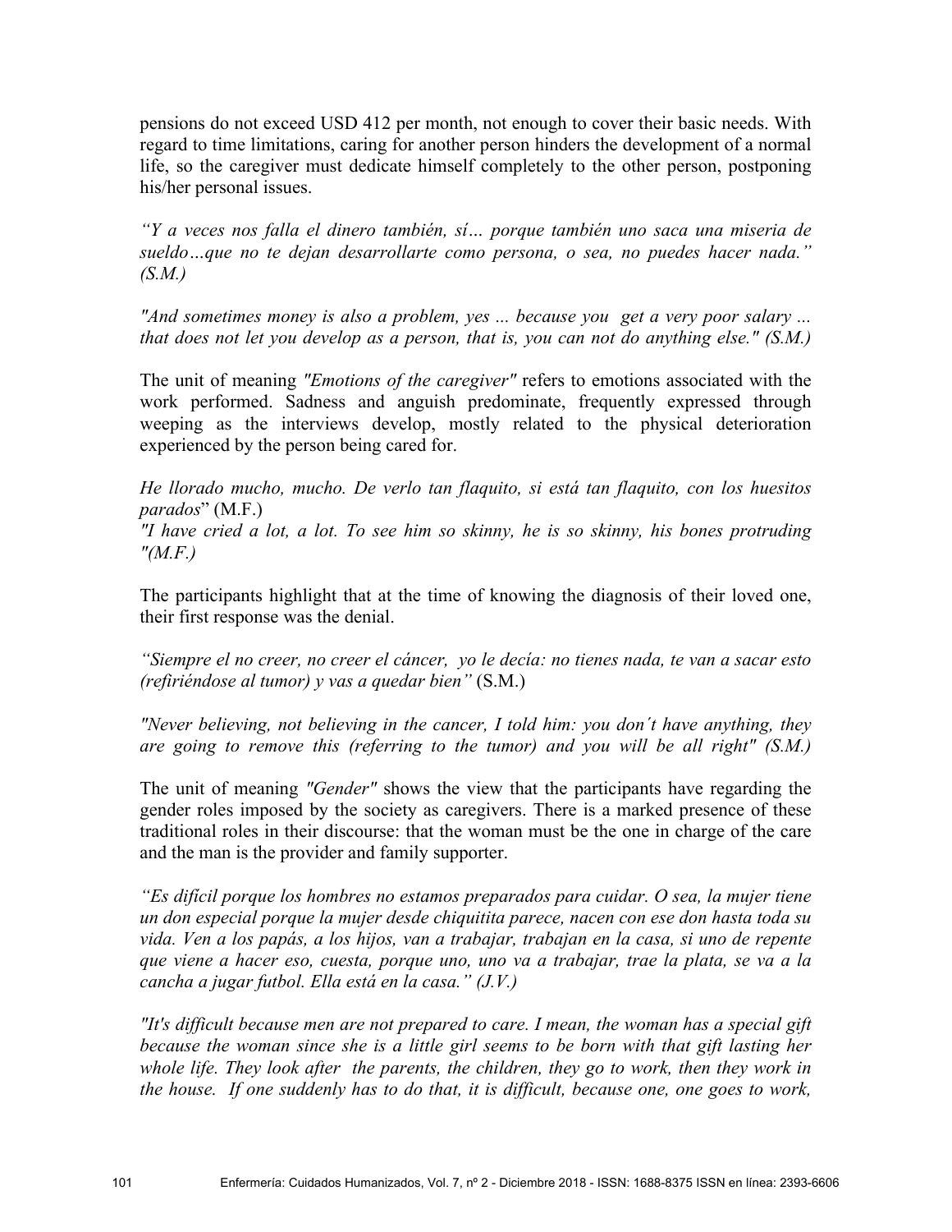pensions do not exceed USD 412 per month, not enough to cover their basic needs. With regard to time limitations, caring for another person hinders the development of a normal life, so the caregiver must dedicate himself completely to the other person, postponing his/her personal issues.

*"Y a veces nos falla el dinero también, sí… porque también uno saca una miseria de sueldo…que no te dejan desarrollarte como persona, o sea, no puedes hacer nada." (S.M.)*

*"And sometimes money is also a problem, yes ... because you get a very poor salary ... that does not let you develop as a person, that is, you can not do anything else." (S.M.)*

The unit of meaning *"Emotions of the caregiver"* refers to emotions associated with the work performed. Sadness and anguish predominate, frequently expressed through weeping as the interviews develop, mostly related to the physical deterioration experienced by the person being cared for.

*He llorado mucho, mucho. De verlo tan flaquito, si está tan flaquito, con los huesitos parados*" (M.F.)
*"I have cried a lot, a lot. To see him so skinny, he is so skinny, his bones protruding "(M.F.)*

The participants highlight that at the time of knowing the diagnosis of their loved one, their first response was the denial.

*"Siempre el no creer, no creer el cáncer, yo le decía: no tienes nada, te van a sacar esto (refiriéndose al tumor) y vas a quedar bien"* (S.M.)

*"Never believing, not believing in the cancer, I told him: you don´t have anything, they are going to remove this (referring to the tumor) and you will be all right" (S.M.)*

The unit of meaning *"Gender"* shows the view that the participants have regarding the gender roles imposed by the society as caregivers. There is a marked presence of these traditional roles in their discourse: that the woman must be the one in charge of the care and the man is the provider and family supporter.

*"Es difícil porque los hombres no estamos preparados para cuidar. O sea, la mujer tiene un don especial porque la mujer desde chiquitita parece, nacen con ese don hasta toda su vida. Ven a los papás, a los hijos, van a trabajar, trabajan en la casa, si uno de repente que viene a hacer eso, cuesta, porque uno, uno va a trabajar, trae la plata, se va a la cancha a jugar futbol. Ella está en la casa." (J.V.)*

*"It's difficult because men are not prepared to care. I mean, the woman has a special gift because the woman since she is a little girl seems to be born with that gift lasting her whole life. They look after the parents, the children, they go to work, then they work in the house. If one suddenly has to do that, it is difficult, because one, one goes to work,*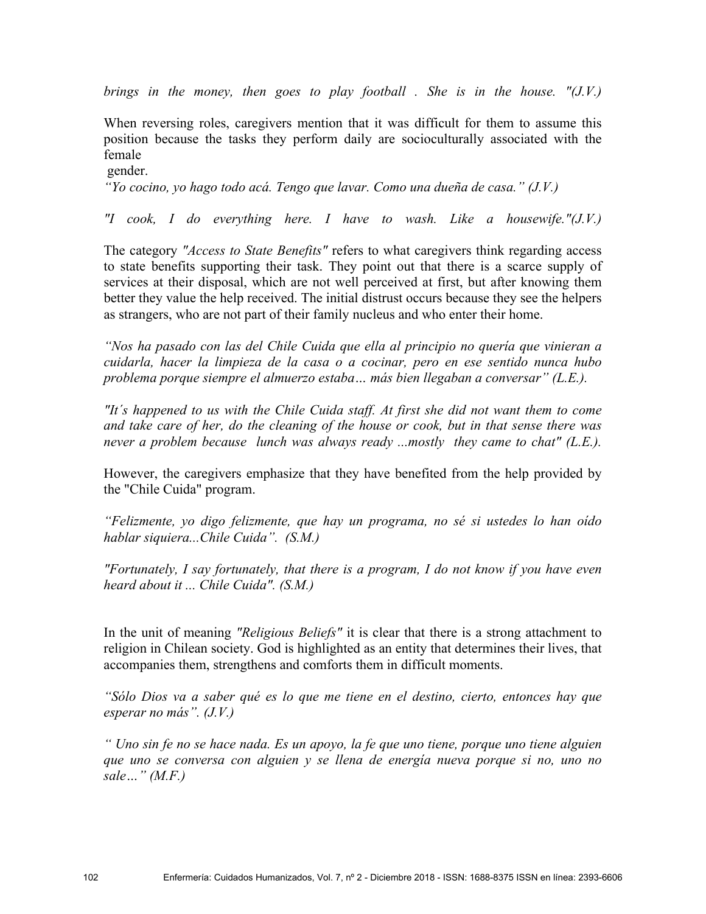*brings in the money, then goes to play football . She is in the house. "(J.V.)*

When reversing roles, caregivers mention that it was difficult for them to assume this position because the tasks they perform daily are socioculturally associated with the female gender.

*“Yo cocino, yo hago todo acá. Tengo que lavar. Como una dueña de casa.” (J.V.)*

*"I cook, I do everything here. I have to wash. Like a housewife."(J.V.)*

The category *"Access to State Benefits"* refers to what caregivers think regarding access to state benefits supporting their task. They point out that there is a scarce supply of services at their disposal, which are not well perceived at first, but after knowing them better they value the help received. The initial distrust occurs because they see the helpers as strangers, who are not part of their family nucleus and who enter their home.

*“Nos ha pasado con las del Chile Cuida que ella al principio no quería que vinieran a cuidarla, hacer la limpieza de la casa o a cocinar, pero en ese sentido nunca hubo problema porque siempre el almuerzo estaba… más bien llegaban a conversar” (L.E.).*

*"It´s happened to us with the Chile Cuida staff. At first she did not want them to come and take care of her, do the cleaning of the house or cook, but in that sense there was never a problem because lunch was always ready ...mostly they came to chat" (L.E.).*

However, the caregivers emphasize that they have benefited from the help provided by the "Chile Cuida" program.

*“Felizmente, yo digo felizmente, que hay un programa, no sé si ustedes lo han oído hablar siquiera...Chile Cuida”. (S.M.)*

*"Fortunately, I say fortunately, that there is a program, I do not know if you have even heard about it ... Chile Cuida". (S.M.)*

In the unit of meaning *"Religious Beliefs"* it is clear that there is a strong attachment to religion in Chilean society. God is highlighted as an entity that determines their lives, that accompanies them, strengthens and comforts them in difficult moments.

*“Sólo Dios va a saber qué es lo que me tiene en el destino, cierto, entonces hay que esperar no más”. (J.V.)*

*“ Uno sin fe no se hace nada. Es un apoyo, la fe que uno tiene, porque uno tiene alguien que uno se conversa con alguien y se llena de energía nueva porque si no, uno no sale…” (M.F.)*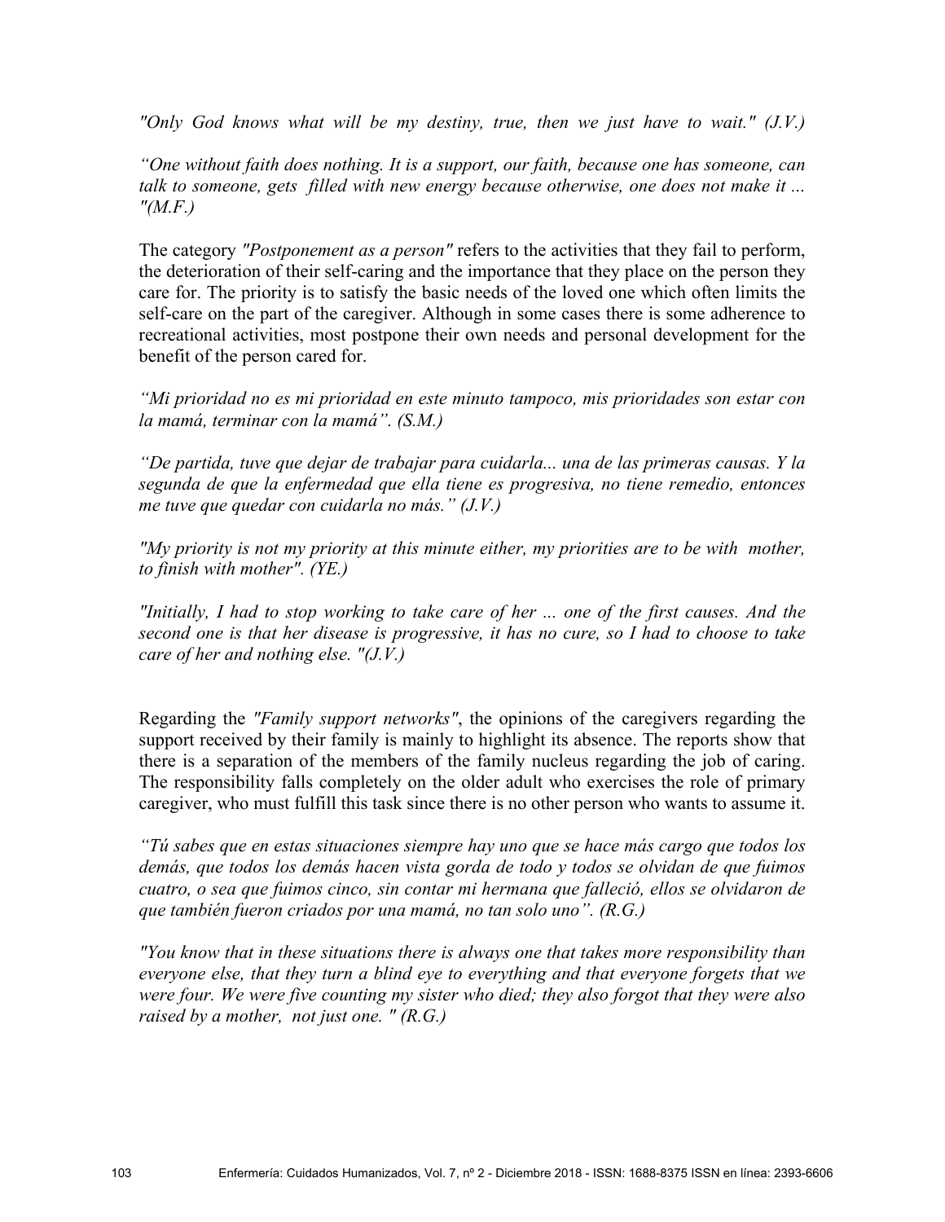*"Only God knows what will be my destiny, true, then we just have to wait." (J.V.)*

*"One without faith does nothing. It is a support, our faith, because one has someone, can talk to someone, gets filled with new energy because otherwise, one does not make it ... "(M.F.)*

The category *"Postponement as a person"* refers to the activities that they fail to perform, the deterioration of their self-caring and the importance that they place on the person they care for. The priority is to satisfy the basic needs of the loved one which often limits the self-care on the part of the caregiver. Although in some cases there is some adherence to recreational activities, most postpone their own needs and personal development for the benefit of the person cared for.

*"Mi prioridad no es mi prioridad en este minuto tampoco, mis prioridades son estar con la mamá, terminar con la mamá". (S.M.)*

*"De partida, tuve que dejar de trabajar para cuidarla... una de las primeras causas. Y la segunda de que la enfermedad que ella tiene es progresiva, no tiene remedio, entonces me tuve que quedar con cuidarla no más." (J.V.)*

*"My priority is not my priority at this minute either, my priorities are to be with mother, to finish with mother". (YE.)*

*"Initially, I had to stop working to take care of her ... one of the first causes. And the second one is that her disease is progressive, it has no cure, so I had to choose to take care of her and nothing else. "(J.V.)*

Regarding the *"Family support networks"*, the opinions of the caregivers regarding the support received by their family is mainly to highlight its absence. The reports show that there is a separation of the members of the family nucleus regarding the job of caring. The responsibility falls completely on the older adult who exercises the role of primary caregiver, who must fulfill this task since there is no other person who wants to assume it.

*"Tú sabes que en estas situaciones siempre hay uno que se hace más cargo que todos los demás, que todos los demás hacen vista gorda de todo y todos se olvidan de que fuimos cuatro, o sea que fuimos cinco, sin contar mi hermana que falleció, ellos se olvidaron de que también fueron criados por una mamá, no tan solo uno". (R.G.)*

*"You know that in these situations there is always one that takes more responsibility than everyone else, that they turn a blind eye to everything and that everyone forgets that we were four. We were five counting my sister who died; they also forgot that they were also raised by a mother, not just one. " (R.G.)*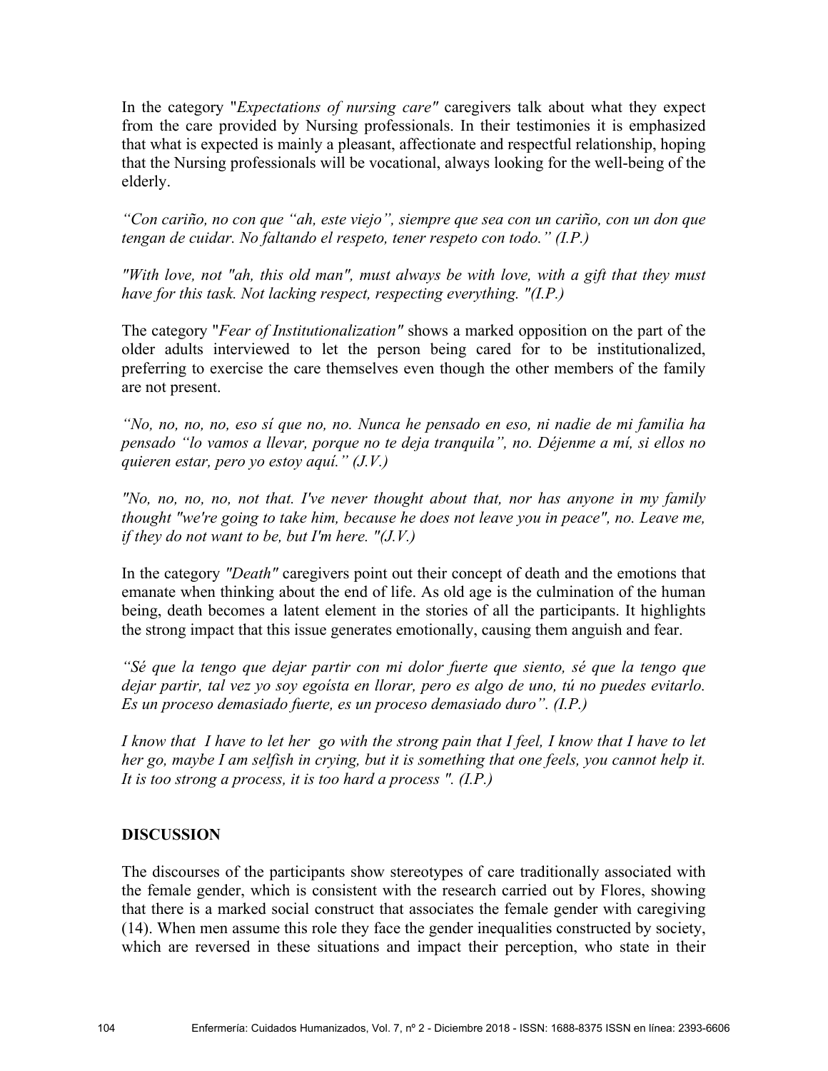In the category "*Expectations of nursing care"* caregivers talk about what they expect from the care provided by Nursing professionals. In their testimonies it is emphasized that what is expected is mainly a pleasant, affectionate and respectful relationship, hoping that the Nursing professionals will be vocational, always looking for the well-being of the elderly.

*"Con cariño, no con que "ah, este viejo", siempre que sea con un cariño, con un don que tengan de cuidar. No faltando el respeto, tener respeto con todo." (I.P.)*

*"With love, not "ah, this old man", must always be with love, with a gift that they must have for this task. Not lacking respect, respecting everything. "(I.P.)*

The category "*Fear of Institutionalization"* shows a marked opposition on the part of the older adults interviewed to let the person being cared for to be institutionalized, preferring to exercise the care themselves even though the other members of the family are not present.

*"No, no, no, no, eso sí que no, no. Nunca he pensado en eso, ni nadie de mi familia ha pensado "lo vamos a llevar, porque no te deja tranquila", no. Déjenme a mí, si ellos no quieren estar, pero yo estoy aquí." (J.V.)*

*"No, no, no, no, not that. I've never thought about that, nor has anyone in my family thought "we're going to take him, because he does not leave you in peace", no. Leave me, if they do not want to be, but I'm here. "(J.V.)*

In the category *"Death"* caregivers point out their concept of death and the emotions that emanate when thinking about the end of life. As old age is the culmination of the human being, death becomes a latent element in the stories of all the participants. It highlights the strong impact that this issue generates emotionally, causing them anguish and fear.

*"Sé que la tengo que dejar partir con mi dolor fuerte que siento, sé que la tengo que dejar partir, tal vez yo soy egoísta en llorar, pero es algo de uno, tú no puedes evitarlo. Es un proceso demasiado fuerte, es un proceso demasiado duro". (I.P.)*

*I know that I have to let her go with the strong pain that I feel, I know that I have to let her go, maybe I am selfish in crying, but it is something that one feels, you cannot help it. It is too strong a process, it is too hard a process ". (I.P.)*

## DISCUSSION

The discourses of the participants show stereotypes of care traditionally associated with the female gender, which is consistent with the research carried out by Flores, showing that there is a marked social construct that associates the female gender with caregiving (14). When men assume this role they face the gender inequalities constructed by society, which are reversed in these situations and impact their perception, who state in their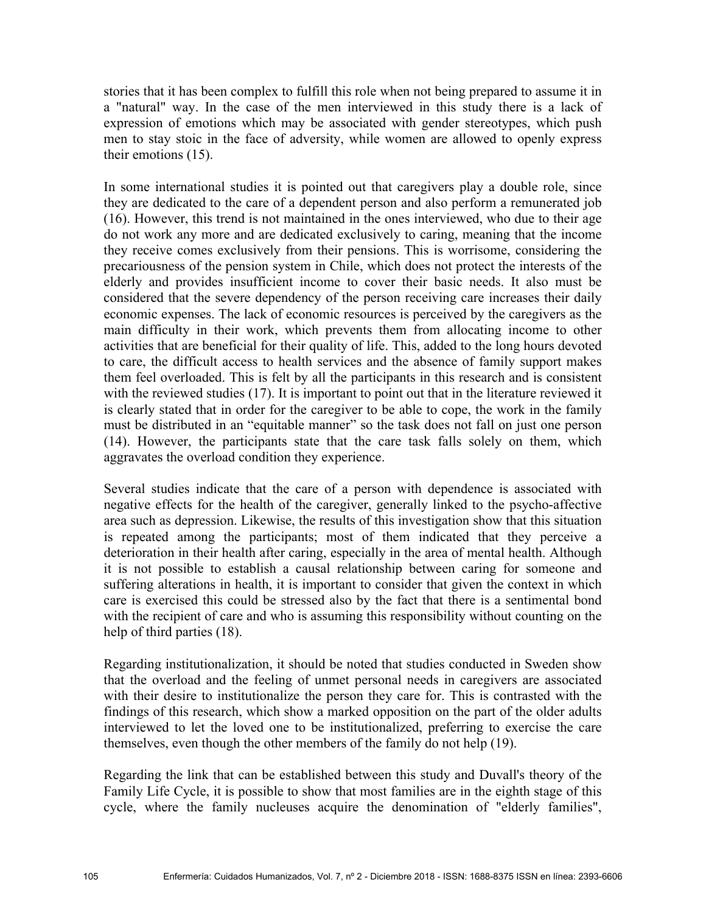stories that it has been complex to fulfill this role when not being prepared to assume it in a "natural" way. In the case of the men interviewed in this study there is a lack of expression of emotions which may be associated with gender stereotypes, which push men to stay stoic in the face of adversity, while women are allowed to openly express their emotions (15).

In some international studies it is pointed out that caregivers play a double role, since they are dedicated to the care of a dependent person and also perform a remunerated job (16). However, this trend is not maintained in the ones interviewed, who due to their age do not work any more and are dedicated exclusively to caring, meaning that the income they receive comes exclusively from their pensions. This is worrisome, considering the precariousness of the pension system in Chile, which does not protect the interests of the elderly and provides insufficient income to cover their basic needs. It also must be considered that the severe dependency of the person receiving care increases their daily economic expenses. The lack of economic resources is perceived by the caregivers as the main difficulty in their work, which prevents them from allocating income to other activities that are beneficial for their quality of life. This, added to the long hours devoted to care, the difficult access to health services and the absence of family support makes them feel overloaded. This is felt by all the participants in this research and is consistent with the reviewed studies (17). It is important to point out that in the literature reviewed it is clearly stated that in order for the caregiver to be able to cope, the work in the family must be distributed in an "equitable manner" so the task does not fall on just one person (14). However, the participants state that the care task falls solely on them, which aggravates the overload condition they experience.

Several studies indicate that the care of a person with dependence is associated with negative effects for the health of the caregiver, generally linked to the psycho-affective area such as depression. Likewise, the results of this investigation show that this situation is repeated among the participants; most of them indicated that they perceive a deterioration in their health after caring, especially in the area of mental health. Although it is not possible to establish a causal relationship between caring for someone and suffering alterations in health, it is important to consider that given the context in which care is exercised this could be stressed also by the fact that there is a sentimental bond with the recipient of care and who is assuming this responsibility without counting on the help of third parties (18).

Regarding institutionalization, it should be noted that studies conducted in Sweden show that the overload and the feeling of unmet personal needs in caregivers are associated with their desire to institutionalize the person they care for. This is contrasted with the findings of this research, which show a marked opposition on the part of the older adults interviewed to let the loved one to be institutionalized, preferring to exercise the care themselves, even though the other members of the family do not help (19).

Regarding the link that can be established between this study and Duvall's theory of the Family Life Cycle, it is possible to show that most families are in the eighth stage of this cycle, where the family nucleuses acquire the denomination of "elderly families",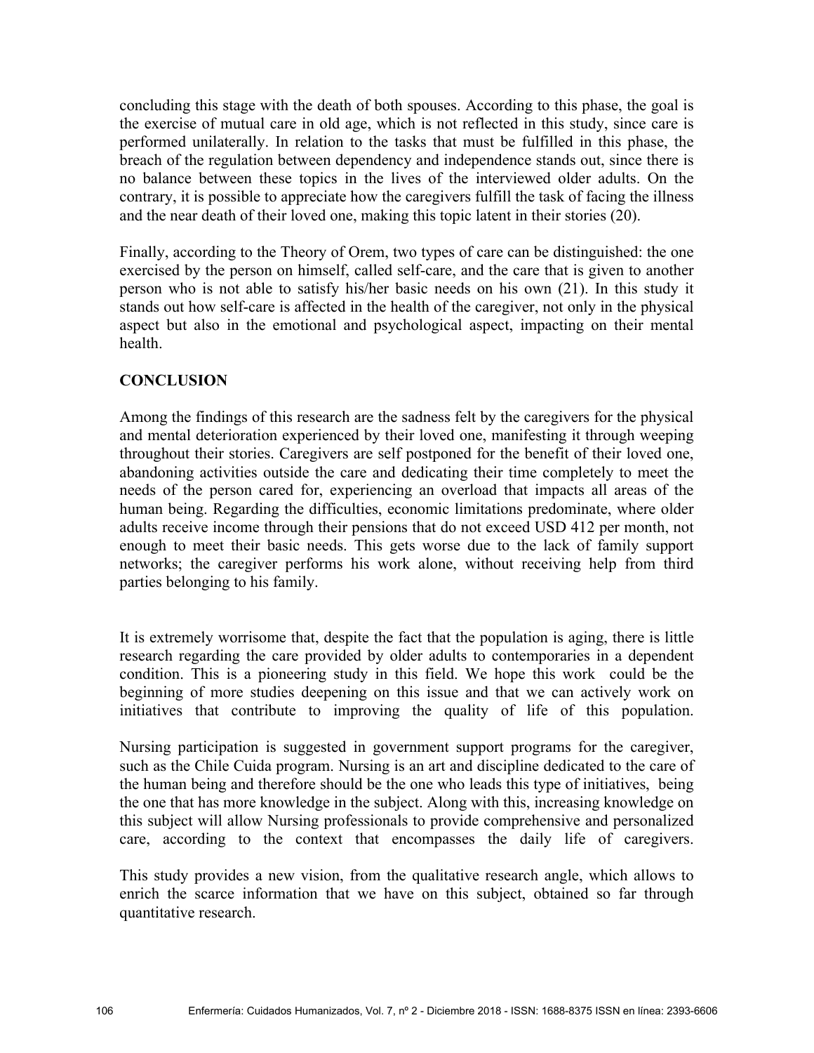concluding this stage with the death of both spouses. According to this phase, the goal is the exercise of mutual care in old age, which is not reflected in this study, since care is performed unilaterally. In relation to the tasks that must be fulfilled in this phase, the breach of the regulation between dependency and independence stands out, since there is no balance between these topics in the lives of the interviewed older adults. On the contrary, it is possible to appreciate how the caregivers fulfill the task of facing the illness and the near death of their loved one, making this topic latent in their stories (20).

Finally, according to the Theory of Orem, two types of care can be distinguished: the one exercised by the person on himself, called self-care, and the care that is given to another person who is not able to satisfy his/her basic needs on his own (21). In this study it stands out how self-care is affected in the health of the caregiver, not only in the physical aspect but also in the emotional and psychological aspect, impacting on their mental health.

## CONCLUSION

Among the findings of this research are the sadness felt by the caregivers for the physical and mental deterioration experienced by their loved one, manifesting it through weeping throughout their stories. Caregivers are self postponed for the benefit of their loved one, abandoning activities outside the care and dedicating their time completely to meet the needs of the person cared for, experiencing an overload that impacts all areas of the human being. Regarding the difficulties, economic limitations predominate, where older adults receive income through their pensions that do not exceed USD 412 per month, not enough to meet their basic needs. This gets worse due to the lack of family support networks; the caregiver performs his work alone, without receiving help from third parties belonging to his family.

It is extremely worrisome that, despite the fact that the population is aging, there is little research regarding the care provided by older adults to contemporaries in a dependent condition. This is a pioneering study in this field. We hope this work could be the beginning of more studies deepening on this issue and that we can actively work on initiatives that contribute to improving the quality of life of this population.

Nursing participation is suggested in government support programs for the caregiver, such as the Chile Cuida program. Nursing is an art and discipline dedicated to the care of the human being and therefore should be the one who leads this type of initiatives, being the one that has more knowledge in the subject. Along with this, increasing knowledge on this subject will allow Nursing professionals to provide comprehensive and personalized care, according to the context that encompasses the daily life of caregivers.

This study provides a new vision, from the qualitative research angle, which allows to enrich the scarce information that we have on this subject, obtained so far through quantitative research.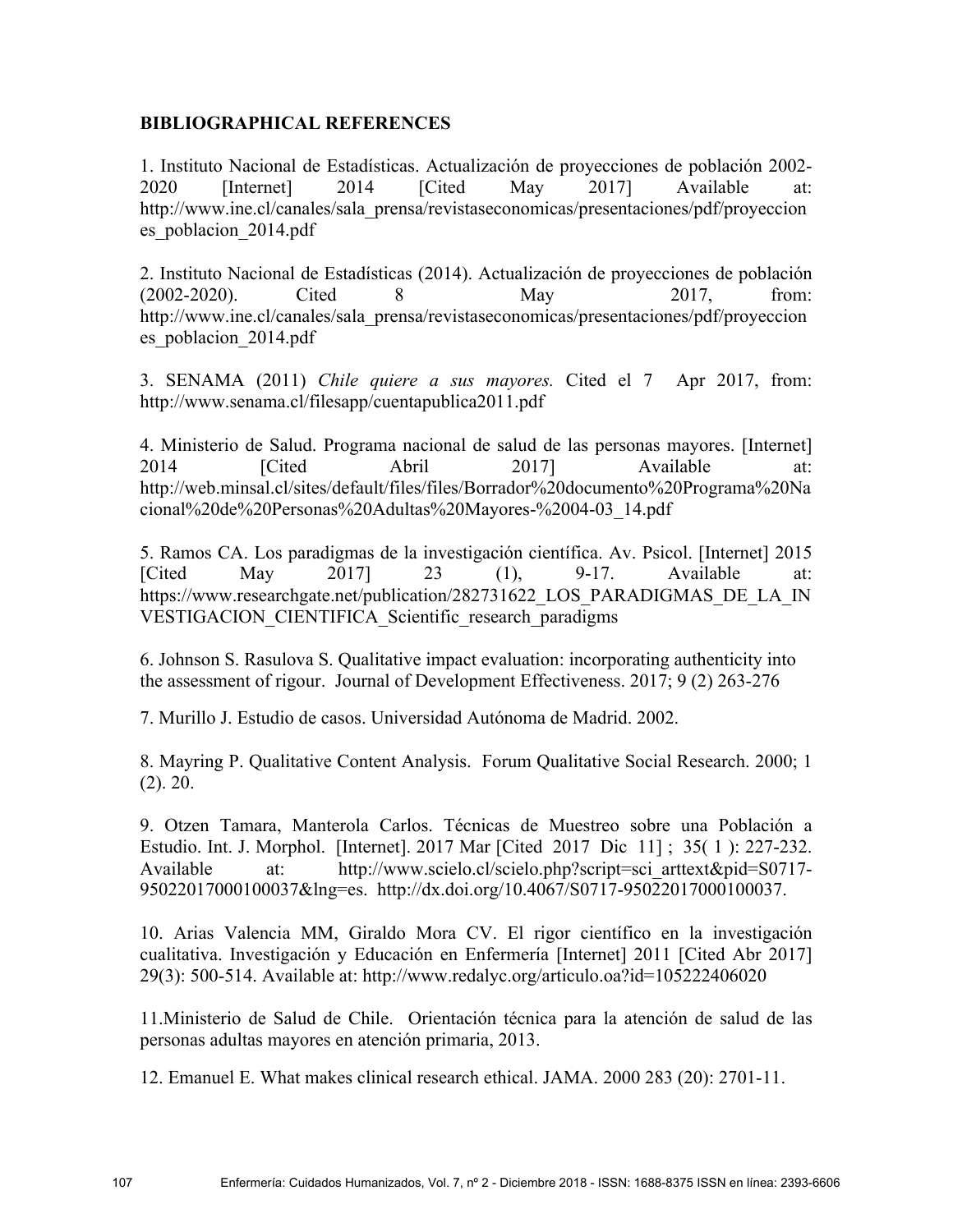## BIBLIOGRAPHICAL REFERENCES

1. Instituto Nacional de Estadísticas. Actualización de proyecciones de población 2002-2020 [Internet] 2014 [Cited May 2017] Available at: http://www.ine.cl/canales/sala_prensa/revistaseconomicas/presentaciones/pdf/proyecciones_poblacion_2014.pdf

2. Instituto Nacional de Estadísticas (2014). Actualización de proyecciones de población (2002-2020). Cited 8 May 2017, from: http://www.ine.cl/canales/sala_prensa/revistaseconomicas/presentaciones/pdf/proyecciones_poblacion_2014.pdf

3. SENAMA (2011) *Chile quiere a sus mayores.* Cited el 7 Apr 2017, from: http://www.senama.cl/filesapp/cuentapublica2011.pdf

4. Ministerio de Salud. Programa nacional de salud de las personas mayores. [Internet] 2014 [Cited Abril 2017] Available at: http://web.minsal.cl/sites/default/files/files/Borrador%20documento%20Programa%20Nacional%20de%20Personas%20Adultas%20Mayores-%2004-03_14.pdf

5. Ramos CA. Los paradigmas de la investigación científica. Av. Psicol. [Internet] 2015 [Cited May 2017] 23 (1), 9-17. Available at: https://www.researchgate.net/publication/282731622_LOS_PARADIGMAS_DE_LA_INVESTIGACION_CIENTIFICA_Scientific_research_paradigms

6. Johnson S. Rasulova S. Qualitative impact evaluation: incorporating authenticity into the assessment of rigour. Journal of Development Effectiveness. 2017; 9 (2) 263-276

7. Murillo J. Estudio de casos. Universidad Autónoma de Madrid. 2002.

8. Mayring P. Qualitative Content Analysis. Forum Qualitative Social Research. 2000; 1 (2). 20.

9. Otzen Tamara, Manterola Carlos. Técnicas de Muestreo sobre una Población a Estudio. Int. J. Morphol. [Internet]. 2017 Mar [Cited 2017 Dic 11] ; 35( 1 ): 227-232. Available at: http://www.scielo.cl/scielo.php?script=sci_arttext&pid=S0717-95022017000100037&lng=es. http://dx.doi.org/10.4067/S0717-95022017000100037.

10. Arias Valencia MM, Giraldo Mora CV. El rigor científico en la investigación cualitativa. Investigación y Educación en Enfermería [Internet] 2011 [Cited Abr 2017] 29(3): 500-514. Available at: http://www.redalyc.org/articulo.oa?id=105222406020

11.Ministerio de Salud de Chile. Orientación técnica para la atención de salud de las personas adultas mayores en atención primaria, 2013.

12. Emanuel E. What makes clinical research ethical. JAMA. 2000 283 (20): 2701-11.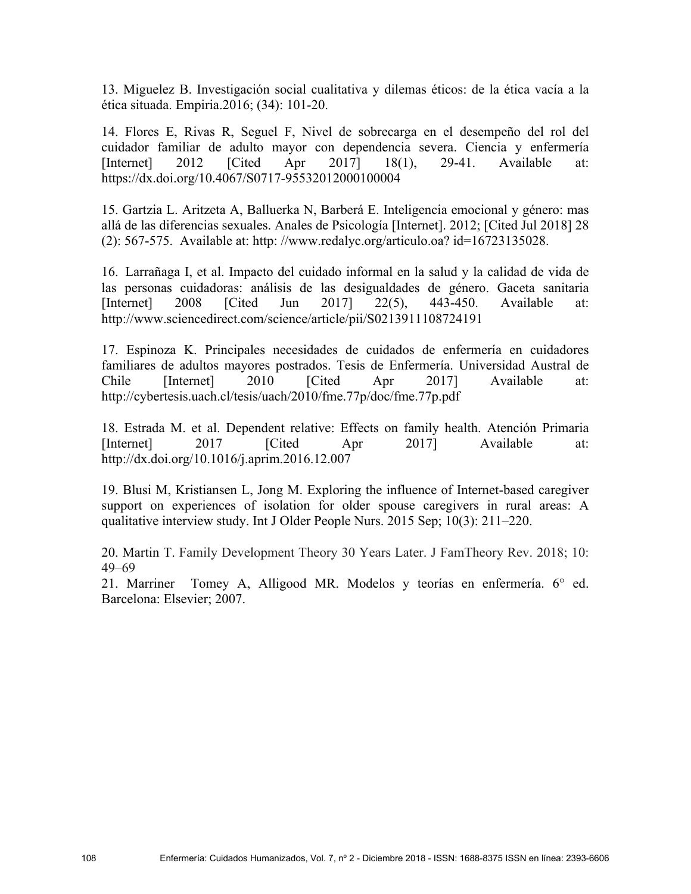13. Miguelez B. Investigación social cualitativa y dilemas éticos: de la ética vacía a la ética situada. Empiria.2016; (34): 101-20.

14. Flores E, Rivas R, Seguel F, Nivel de sobrecarga en el desempeño del rol del cuidador familiar de adulto mayor con dependencia severa. Ciencia y enfermería [Internet] 2012 [Cited Apr 2017] 18(1), 29-41. Available at: https://dx.doi.org/10.4067/S0717-95532012000100004

15. Gartzia L. Aritzeta A, Balluerka N, Barberá E. Inteligencia emocional y género: mas allá de las diferencias sexuales. Anales de Psicología [Internet]. 2012; [Cited Jul 2018] 28 (2): 567-575. Available at: http: //www.redalyc.org/articulo.oa? id=16723135028.

16. Larrañaga I, et al. Impacto del cuidado informal en la salud y la calidad de vida de las personas cuidadoras: análisis de las desigualdades de género. Gaceta sanitaria [Internet] 2008 [Cited Jun 2017] 22(5), 443-450. Available at: http://www.sciencedirect.com/science/article/pii/S0213911108724191

17. Espinoza K. Principales necesidades de cuidados de enfermería en cuidadores familiares de adultos mayores postrados. Tesis de Enfermería. Universidad Austral de Chile [Internet] 2010 [Cited Apr 2017] Available at: http://cybertesis.uach.cl/tesis/uach/2010/fme.77p/doc/fme.77p.pdf

18. Estrada M. et al. Dependent relative: Effects on family health. Atención Primaria [Internet] 2017 [Cited Apr 2017] Available at: http://dx.doi.org/10.1016/j.aprim.2016.12.007

19. Blusi M, Kristiansen L, Jong M. Exploring the influence of Internet-based caregiver support on experiences of isolation for older spouse caregivers in rural areas: A qualitative interview study. Int J Older People Nurs. 2015 Sep; 10(3): 211–220.

20. Martin T. Family Development Theory 30 Years Later. J FamTheory Rev. 2018; 10: 49–69

21. Marriner Tomey A, Alligood MR. Modelos y teorías en enfermería. 6° ed. Barcelona: Elsevier; 2007.